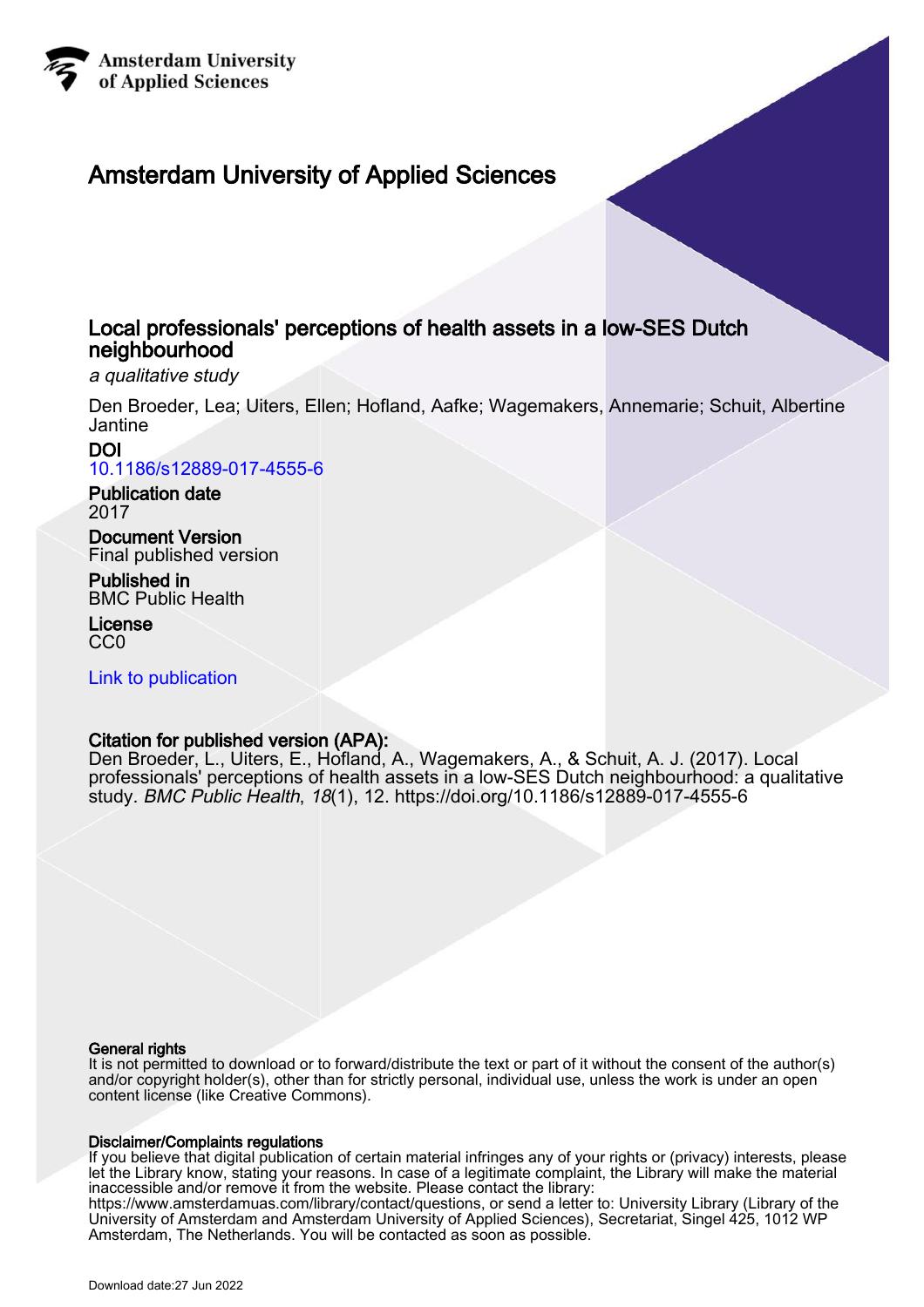Amsterdam University of Applied Sciences

# Amsterdam University of Applied Sciences

## Local professionals' perceptions of health assets in a low-SES Dutch neighbourhood

*a qualitative study*

Den Broeder, Lea; Uiters, Ellen; Hofland, Aafke; Wagemakers, Annemarie; Schuit, Albertine Jantine

**DOI**
10.1186/s12889-017-4555-6

**Publication date**
2017

**Document Version**
Final published version

**Published in**
BMC Public Health

**License**
CC0

Link to publication

**Citation for published version (APA):**
Den Broeder, L., Uiters, E., Hofland, A., Wagemakers, A., & Schuit, A. J. (2017). Local professionals' perceptions of health assets in a low-SES Dutch neighbourhood: a qualitative study. *BMC Public Health*, *18*(1), 12. https://doi.org/10.1186/s12889-017-4555-6

**General rights**
It is not permitted to download or to forward/distribute the text or part of it without the consent of the author(s) and/or copyright holder(s), other than for strictly personal, individual use, unless the work is under an open content license (like Creative Commons).

**Disclaimer/Complaints regulations**
If you believe that digital publication of certain material infringes any of your rights or (privacy) interests, please let the Library know, stating your reasons. In case of a legitimate complaint, the Library will make the material inaccessible and/or remove it from the website. Please contact the library: https://www.amsterdamuas.com/library/contact/questions, or send a letter to: University Library (Library of the University of Amsterdam and Amsterdam University of Applied Sciences), Secretariat, Singel 425, 1012 WP Amsterdam, The Netherlands. You will be contacted as soon as possible.

Download date:27 Jun 2022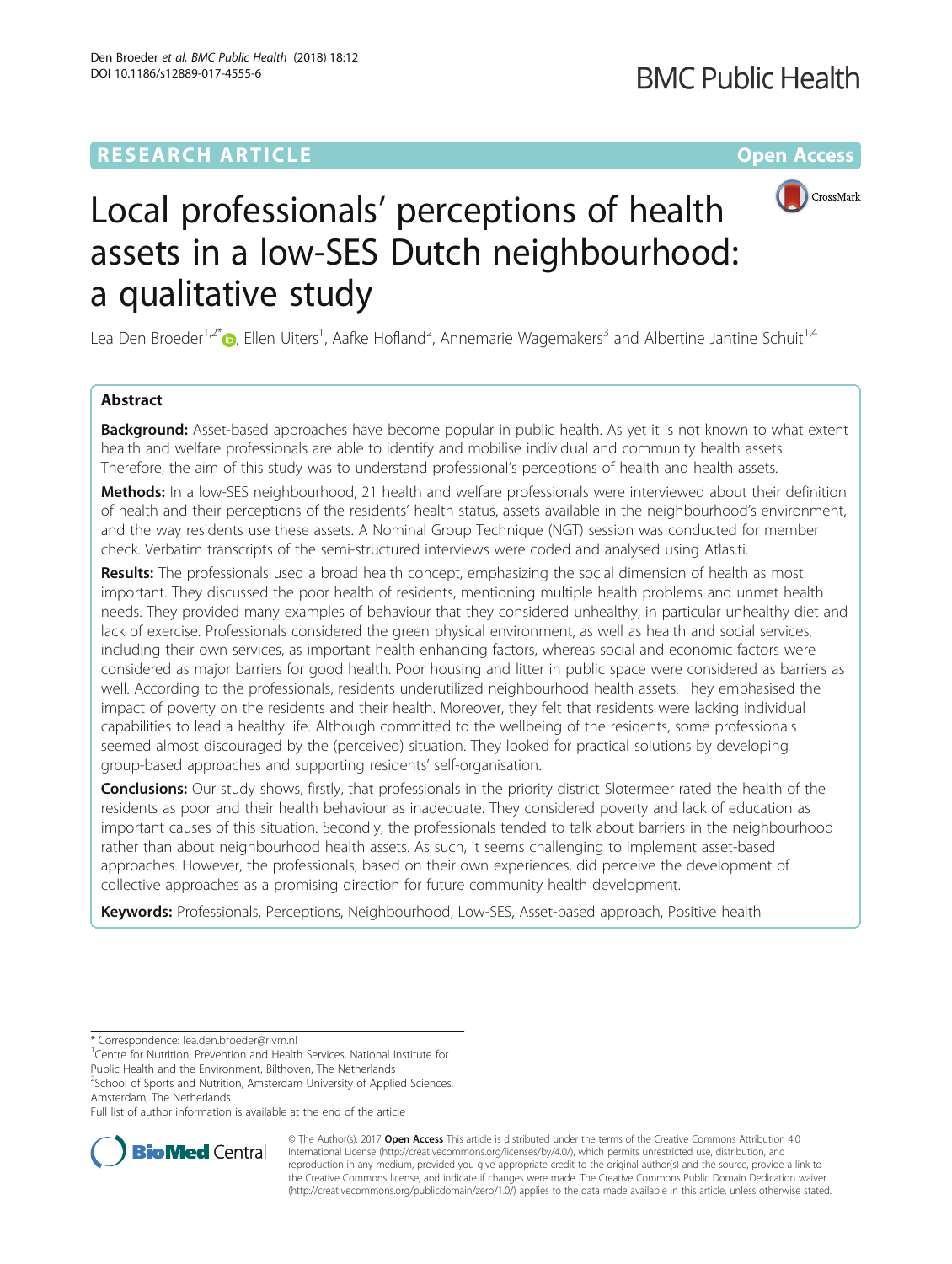# Local professionals' perceptions of health assets in a low-SES Dutch neighbourhood: a qualitative study

Lea Den Broeder[1,2*], Ellen Uiters[1], Aafke Hofland[2], Annemarie Wagemakers[3] and Albertine Jantine Schuit[1,4]

## Abstract

**Background:** Asset-based approaches have become popular in public health. As yet it is not known to what extent health and welfare professionals are able to identify and mobilise individual and community health assets. Therefore, the aim of this study was to understand professional's perceptions of health and health assets.

**Methods:** In a low-SES neighbourhood, 21 health and welfare professionals were interviewed about their definition of health and their perceptions of the residents' health status, assets available in the neighbourhood's environment, and the way residents use these assets. A Nominal Group Technique (NGT) session was conducted for member check. Verbatim transcripts of the semi-structured interviews were coded and analysed using Atlas.ti.

**Results:** The professionals used a broad health concept, emphasizing the social dimension of health as most important. They discussed the poor health of residents, mentioning multiple health problems and unmet health needs. They provided many examples of behaviour that they considered unhealthy, in particular unhealthy diet and lack of exercise. Professionals considered the green physical environment, as well as health and social services, including their own services, as important health enhancing factors, whereas social and economic factors were considered as major barriers for good health. Poor housing and litter in public space were considered as barriers as well. According to the professionals, residents underutilized neighbourhood health assets. They emphasised the impact of poverty on the residents and their health. Moreover, they felt that residents were lacking individual capabilities to lead a healthy life. Although committed to the wellbeing of the residents, some professionals seemed almost discouraged by the (perceived) situation. They looked for practical solutions by developing group-based approaches and supporting residents' self-organisation.

**Conclusions:** Our study shows, firstly, that professionals in the priority district Slotermeer rated the health of the residents as poor and their health behaviour as inadequate. They considered poverty and lack of education as important causes of this situation. Secondly, the professionals tended to talk about barriers in the neighbourhood rather than about neighbourhood health assets. As such, it seems challenging to implement asset-based approaches. However, the professionals, based on their own experiences, did perceive the development of collective approaches as a promising direction for future community health development.

**Keywords:** Professionals, Perceptions, Neighbourhood, Low-SES, Asset-based approach, Positive health

\* Correspondence: lea.den.broeder@rivm.nl

[1]Centre for Nutrition, Prevention and Health Services, National Institute for Public Health and the Environment, Bilthoven, The Netherlands

[2]School of Sports and Nutrition, Amsterdam University of Applied Sciences, Amsterdam, The Netherlands

Full list of author information is available at the end of the article

© The Author(s). 2017 **Open Access** This article is distributed under the terms of the Creative Commons Attribution 4.0 International License (http://creativecommons.org/licenses/by/4.0/), which permits unrestricted use, distribution, and reproduction in any medium, provided you give appropriate credit to the original author(s) and the source, provide a link to the Creative Commons license, and indicate if changes were made. The Creative Commons Public Domain Dedication waiver (http://creativecommons.org/publicdomain/zero/1.0/) applies to the data made available in this article, unless otherwise stated.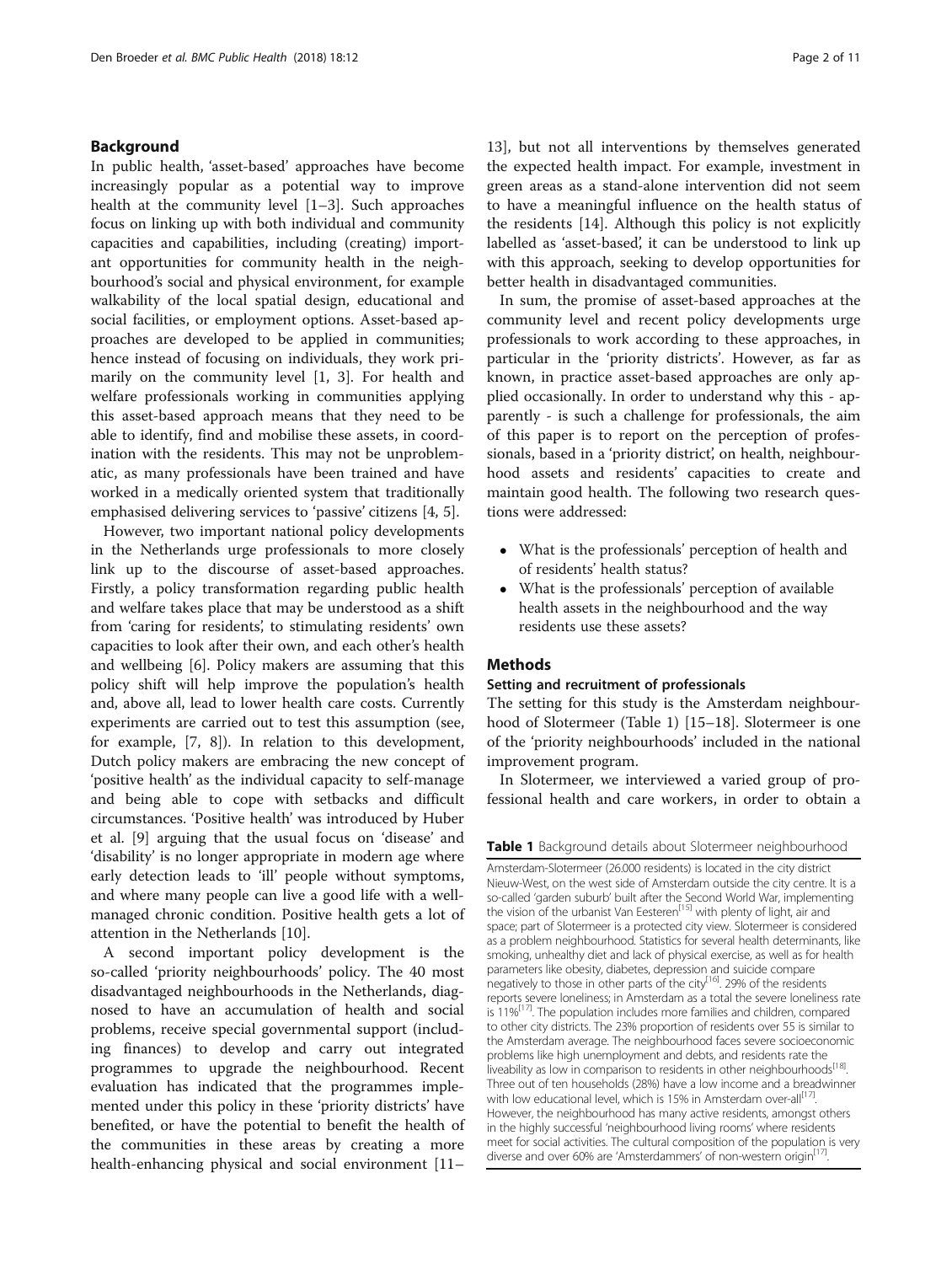## Background

In public health, 'asset-based' approaches have become increasingly popular as a potential way to improve health at the community level [1–3]. Such approaches focus on linking up with both individual and community capacities and capabilities, including (creating) important opportunities for community health in the neighbourhood's social and physical environment, for example walkability of the local spatial design, educational and social facilities, or employment options. Asset-based approaches are developed to be applied in communities; hence instead of focusing on individuals, they work primarily on the community level [1, 3]. For health and welfare professionals working in communities applying this asset-based approach means that they need to be able to identify, find and mobilise these assets, in coordination with the residents. This may not be unproblematic, as many professionals have been trained and have worked in a medically oriented system that traditionally emphasised delivering services to 'passive' citizens [4, 5].

However, two important national policy developments in the Netherlands urge professionals to more closely link up to the discourse of asset-based approaches. Firstly, a policy transformation regarding public health and welfare takes place that may be understood as a shift from 'caring for residents', to stimulating residents' own capacities to look after their own, and each other's health and wellbeing [6]. Policy makers are assuming that this policy shift will help improve the population's health and, above all, lead to lower health care costs. Currently experiments are carried out to test this assumption (see, for example, [7, 8]). In relation to this development, Dutch policy makers are embracing the new concept of 'positive health' as the individual capacity to self-manage and being able to cope with setbacks and difficult circumstances. 'Positive health' was introduced by Huber et al. [9] arguing that the usual focus on 'disease' and 'disability' is no longer appropriate in modern age where early detection leads to 'ill' people without symptoms, and where many people can live a good life with a well-managed chronic condition. Positive health gets a lot of attention in the Netherlands [10].

A second important policy development is the so-called 'priority neighbourhoods' policy. The 40 most disadvantaged neighbourhoods in the Netherlands, diagnosed to have an accumulation of health and social problems, receive special governmental support (including finances) to develop and carry out integrated programmes to upgrade the neighbourhood. Recent evaluation has indicated that the programmes implemented under this policy in these 'priority districts' have benefited, or have the potential to benefit the health of the communities in these areas by creating a more health-enhancing physical and social environment [11–13], but not all interventions by themselves generated the expected health impact. For example, investment in green areas as a stand-alone intervention did not seem to have a meaningful influence on the health status of the residents [14]. Although this policy is not explicitly labelled as 'asset-based', it can be understood to link up with this approach, seeking to develop opportunities for better health in disadvantaged communities.

In sum, the promise of asset-based approaches at the community level and recent policy developments urge professionals to work according to these approaches, in particular in the 'priority districts'. However, as far as known, in practice asset-based approaches are only applied occasionally. In order to understand why this - apparently - is such a challenge for professionals, the aim of this paper is to report on the perception of professionals, based in a 'priority district', on health, neighbourhood assets and residents' capacities to create and maintain good health. The following two research questions were addressed:

- What is the professionals' perception of health and of residents' health status?
- What is the professionals' perception of available health assets in the neighbourhood and the way residents use these assets?

## Methods

### Setting and recruitment of professionals

The setting for this study is the Amsterdam neighbourhood of Slotermeer (Table 1) [15–18]. Slotermeer is one of the 'priority neighbourhoods' included in the national improvement program.

In Slotermeer, we interviewed a varied group of professional health and care workers, in order to obtain a

**Table 1** Background details about Slotermeer neighbourhood

| |
|---|
| Amsterdam-Slotermeer (26.000 residents) is located in the city district Nieuw-West, on the west side of Amsterdam outside the city centre. It is a so-called 'garden suburb' built after the Second World War, implementing the vision of the urbanist Van Eesteren[15] with plenty of light, air and space; part of Slotermeer is a protected city view. Slotermeer is considered as a problem neighbourhood. Statistics for several health determinants, like smoking, unhealthy diet and lack of physical exercise, as well as for health parameters like obesity, diabetes, depression and suicide compare negatively to those in other parts of the city[16]. 29% of the residents reports severe loneliness; in Amsterdam as a total the severe loneliness rate is 11%[17]. The population includes more families and children, compared to other city districts. The 23% proportion of residents over 55 is similar to the Amsterdam average. The neighbourhood faces severe socioeconomic problems like high unemployment and debts, and residents rate the liveability as low in comparison to residents in other neighbourhoods[18]. Three out of ten households (28%) have a low income and a breadwinner with low educational level, which is 15% in Amsterdam over-all[17]. However, the neighbourhood has many active residents, amongst others in the highly successful 'neighbourhood living rooms' where residents meet for social activities. The cultural composition of the population is very diverse and over 60% are 'Amsterdammers' of non-western origin[17]. |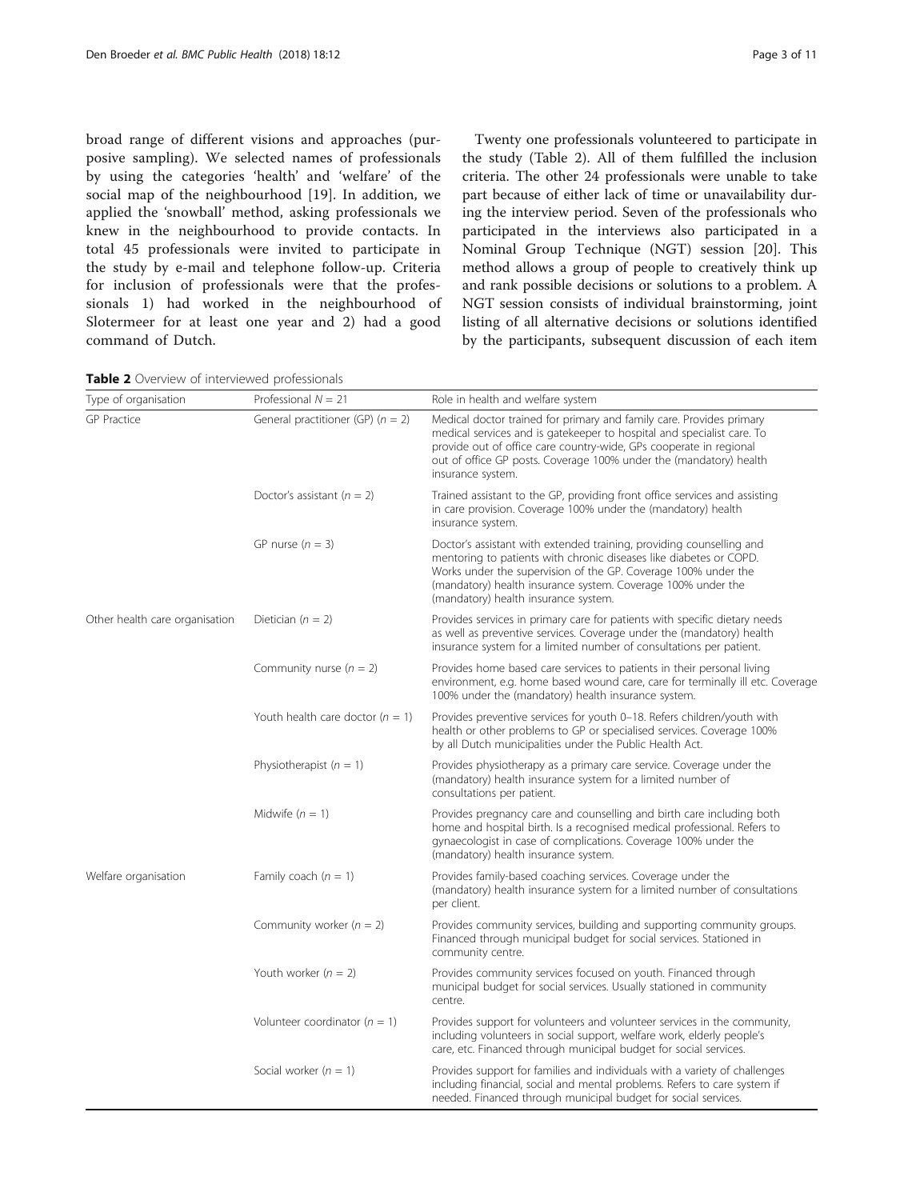broad range of different visions and approaches (purposive sampling). We selected names of professionals by using the categories 'health' and 'welfare' of the social map of the neighbourhood [19]. In addition, we applied the 'snowball' method, asking professionals we knew in the neighbourhood to provide contacts. In total 45 professionals were invited to participate in the study by e-mail and telephone follow-up. Criteria for inclusion of professionals were that the professionals 1) had worked in the neighbourhood of Slotermeer for at least one year and 2) had a good command of Dutch.

Twenty one professionals volunteered to participate in the study (Table 2). All of them fulfilled the inclusion criteria. The other 24 professionals were unable to take part because of either lack of time or unavailability during the interview period. Seven of the professionals who participated in the interviews also participated in a Nominal Group Technique (NGT) session [20]. This method allows a group of people to creatively think up and rank possible decisions or solutions to a problem. A NGT session consists of individual brainstorming, joint listing of all alternative decisions or solutions identified by the participants, subsequent discussion of each item

**Table 2** Overview of interviewed professionals

| Type of organisation | Professional $N = 21$ | Role in health and welfare system |
|---|---|---|
| GP Practice | General practitioner (GP) ($n = 2$) | Medical doctor trained for primary and family care. Provides primary medical services and is gatekeeper to hospital and specialist care. To provide out of office care country-wide, GPs cooperate in regional out of office GP posts. Coverage 100% under the (mandatory) health insurance system. |
| | Doctor's assistant ($n = 2$) | Trained assistant to the GP, providing front office services and assisting in care provision. Coverage 100% under the (mandatory) health insurance system. |
| | GP nurse ($n = 3$) | Doctor's assistant with extended training, providing counselling and mentoring to patients with chronic diseases like diabetes or COPD. Works under the supervision of the GP. Coverage 100% under the (mandatory) health insurance system. Coverage 100% under the (mandatory) health insurance system. |
| Other health care organisation | Dietician ($n = 2$) | Provides services in primary care for patients with specific dietary needs as well as preventive services. Coverage under the (mandatory) health insurance system for a limited number of consultations per patient. |
| | Community nurse ($n = 2$) | Provides home based care services to patients in their personal living environment, e.g. home based wound care, care for terminally ill etc. Coverage 100% under the (mandatory) health insurance system. |
| | Youth health care doctor ($n = 1$) | Provides preventive services for youth 0–18. Refers children/youth with health or other problems to GP or specialised services. Coverage 100% by all Dutch municipalities under the Public Health Act. |
| | Physiotherapist ($n = 1$) | Provides physiotherapy as a primary care service. Coverage under the (mandatory) health insurance system for a limited number of consultations per patient. |
| | Midwife ($n = 1$) | Provides pregnancy care and counselling and birth care including both home and hospital birth. Is a recognised medical professional. Refers to gynaecologist in case of complications. Coverage 100% under the (mandatory) health insurance system. |
| Welfare organisation | Family coach ($n = 1$) | Provides family-based coaching services. Coverage under the (mandatory) health insurance system for a limited number of consultations per client. |
| | Community worker ($n = 2$) | Provides community services, building and supporting community groups. Financed through municipal budget for social services. Stationed in community centre. |
| | Youth worker ($n = 2$) | Provides community services focused on youth. Financed through municipal budget for social services. Usually stationed in community centre. |
| | Volunteer coordinator ($n = 1$) | Provides support for volunteers and volunteer services in the community, including volunteers in social support, welfare work, elderly people's care, etc. Financed through municipal budget for social services. |
| | Social worker ($n = 1$) | Provides support for families and individuals with a variety of challenges including financial, social and mental problems. Refers to care system if needed. Financed through municipal budget for social services. |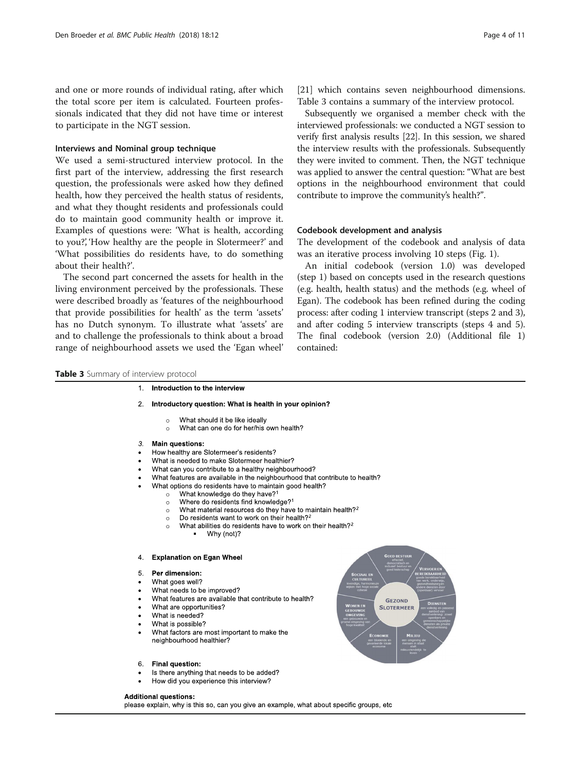and one or more rounds of individual rating, after which the total score per item is calculated. Fourteen professionals indicated that they did not have time or interest to participate in the NGT session.

### Interviews and Nominal group technique

We used a semi-structured interview protocol. In the first part of the interview, addressing the first research question, the professionals were asked how they defined health, how they perceived the health status of residents, and what they thought residents and professionals could do to maintain good community health or improve it. Examples of questions were: 'What is health, according to you?', 'How healthy are the people in Slotermeer?' and 'What possibilities do residents have, to do something about their health?'.

The second part concerned the assets for health in the living environment perceived by the professionals. These were described broadly as 'features of the neighbourhood that provide possibilities for health' as the term 'assets' has no Dutch synonym. To illustrate what 'assets' are and to challenge the professionals to think about a broad range of neighbourhood assets we used the 'Egan wheel' [21] which contains seven neighbourhood dimensions. Table 3 contains a summary of the interview protocol.

Subsequently we organised a member check with the interviewed professionals: we conducted a NGT session to verify first analysis results [22]. In this session, we shared the interview results with the professionals. Subsequently they were invited to comment. Then, the NGT technique was applied to answer the central question: "What are best options in the neighbourhood environment that could contribute to improve the community's health?".

### Codebook development and analysis

The development of the codebook and analysis of data was an iterative process involving 10 steps (Fig. 1).

An initial codebook (version 1.0) was developed (step 1) based on concepts used in the research questions (e.g. health, health status) and the methods (e.g. wheel of Egan). The codebook has been refined during the coding process: after coding 1 interview transcript (steps 2 and 3), and after coding 5 interview transcripts (steps 4 and 5). The final codebook (version 2.0) (Additional file 1) contained:

**Table 3** Summary of interview protocol

1. **Introduction to the interview**
2. **Introductory question: What is health in your opinion?**
   - What should it be like ideally
   - What can one do for her/his own health?
3. **Main questions:**
   - How healthy are Slotermeer's residents?
   - What is needed to make Slotermeer healthier?
   - What can you contribute to a healthy neighbourhood?
   - What features are available in the neighbourhood that contribute to health?
   - What options do residents have to maintain good health?
     - What knowledge do they have?[1]
     - Where do residents find knowledge?[1]
     - What material resources do they have to maintain health?[2]
     - Do residents want to work on their health?[2]
     - What abilities do residents have to work on their health?[2]
       - Why (not)?
4. **Explanation on Egan Wheel**
5. **Per dimension:**
   - What goes well?
   - What needs to be improved?
   - What features are available that contribute to health?
   - What are opportunities?
   - What is needed?
   - What is possible?
   - What factors are most important to make the neighbourhood healthier?
6. **Final question:**
   - Is there anything that needs to be added?
   - How did you experience this interview?

GOED BESTUUR: effectief, democratisch en inclusief bestuur en goed leiderschap; VERVOER EN BEREIKBAARHEID: goede bereikbaarheid van werk, onderwijs, gezondheidszorg en andere diensten door (openbaar) vervoer; DIENSTEN: een volledig en passend aanbod van dienstverlening; zowel openbare en gemeenschappelijke diensten als private dienstverlening; MILIEU: een omgeving die mensen in staat stelt milieuvriendelijk te leven; ECONOMIE: een bloeiende en gevarieerde lokale economie; WONEN EN GEBOUWDE OMGEVING: een gebouwde en groene omgeving van hoge kwaliteit; SOCIAAL EN CULTUREEL: levendige, harmonieuze wijken met hoge sociale cohesie; GEZOND SLOTERMEER

**Additional questions:**
please explain, why is this so, can you give an example, what about specific groups, etc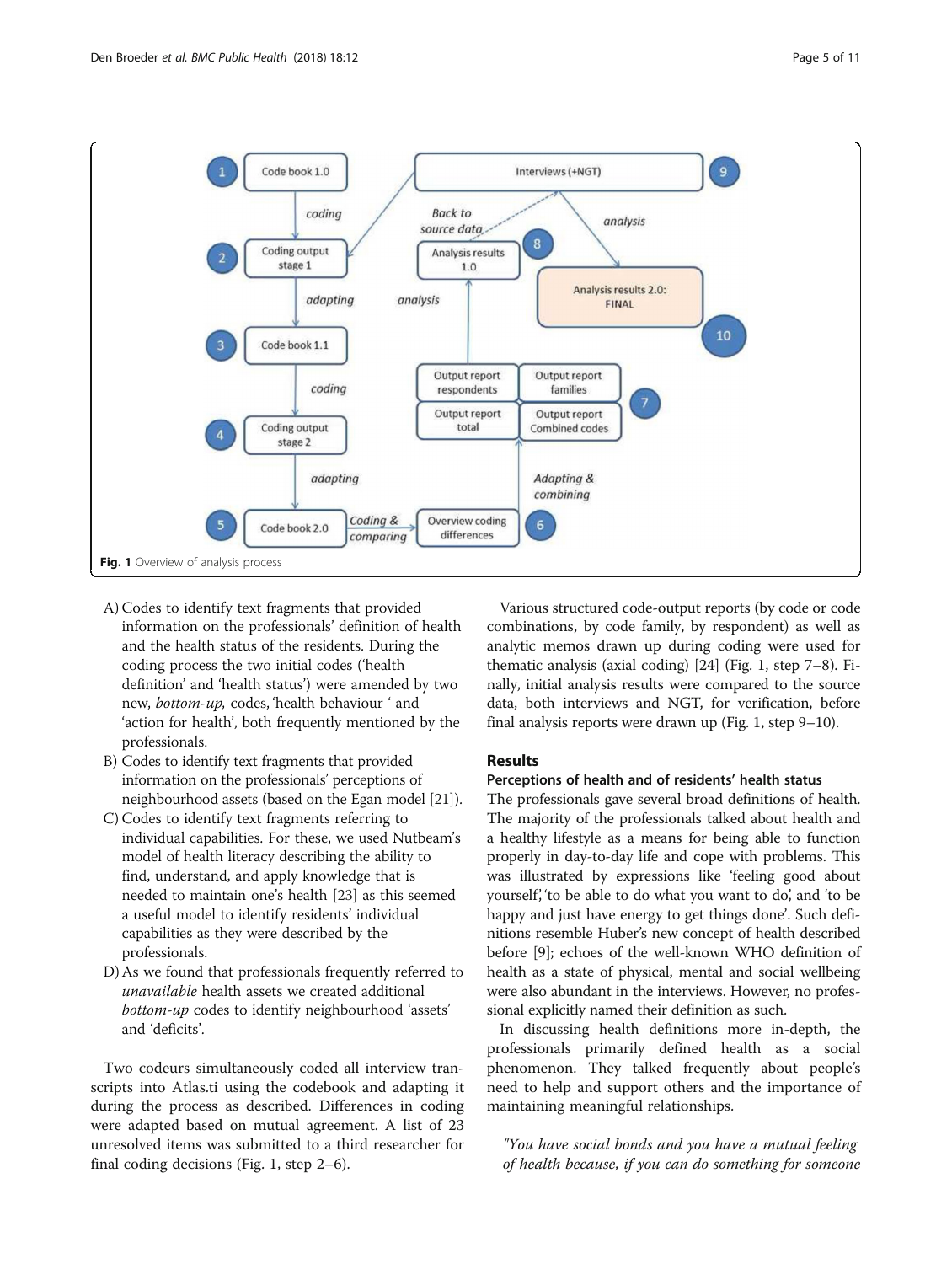Fig. 1 Overview of analysis process

A) Codes to identify text fragments that provided information on the professionals' definition of health and the health status of the residents. During the coding process the two initial codes ('health definition' and 'health status') were amended by two new, *bottom-up*, codes, 'health behaviour ' and 'action for health', both frequently mentioned by the professionals.
B) Codes to identify text fragments that provided information on the professionals' perceptions of neighbourhood assets (based on the Egan model [21]).
C) Codes to identify text fragments referring to individual capabilities. For these, we used Nutbeam's model of health literacy describing the ability to find, understand, and apply knowledge that is needed to maintain one's health [23] as this seemed a useful model to identify residents' individual capabilities as they were described by the professionals.
D) As we found that professionals frequently referred to *unavailable* health assets we created additional *bottom-up* codes to identify neighbourhood 'assets' and 'deficits'.

Two codeurs simultaneously coded all interview transcripts into Atlas.ti using the codebook and adapting it during the process as described. Differences in coding were adapted based on mutual agreement. A list of 23 unresolved items was submitted to a third researcher for final coding decisions (Fig. 1, step 2–6).

Various structured code-output reports (by code or code combinations, by code family, by respondent) as well as analytic memos drawn up during coding were used for thematic analysis (axial coding) [24] (Fig. 1, step 7–8). Finally, initial analysis results were compared to the source data, both interviews and NGT, for verification, before final analysis reports were drawn up (Fig. 1, step 9–10).

## Results

### Perceptions of health and of residents' health status

The professionals gave several broad definitions of health. The majority of the professionals talked about health and a healthy lifestyle as a means for being able to function properly in day-to-day life and cope with problems. This was illustrated by expressions like 'feeling good about yourself,' 'to be able to do what you want to do,' and 'to be happy and just have energy to get things done'. Such definitions resemble Huber's new concept of health described before [9]; echoes of the well-known WHO definition of health as a state of physical, mental and social wellbeing were also abundant in the interviews. However, no professional explicitly named their definition as such.

In discussing health definitions more in-depth, the professionals primarily defined health as a social phenomenon. They talked frequently about people's need to help and support others and the importance of maintaining meaningful relationships.

> *"You have social bonds and you have a mutual feeling of health because, if you can do something for someone*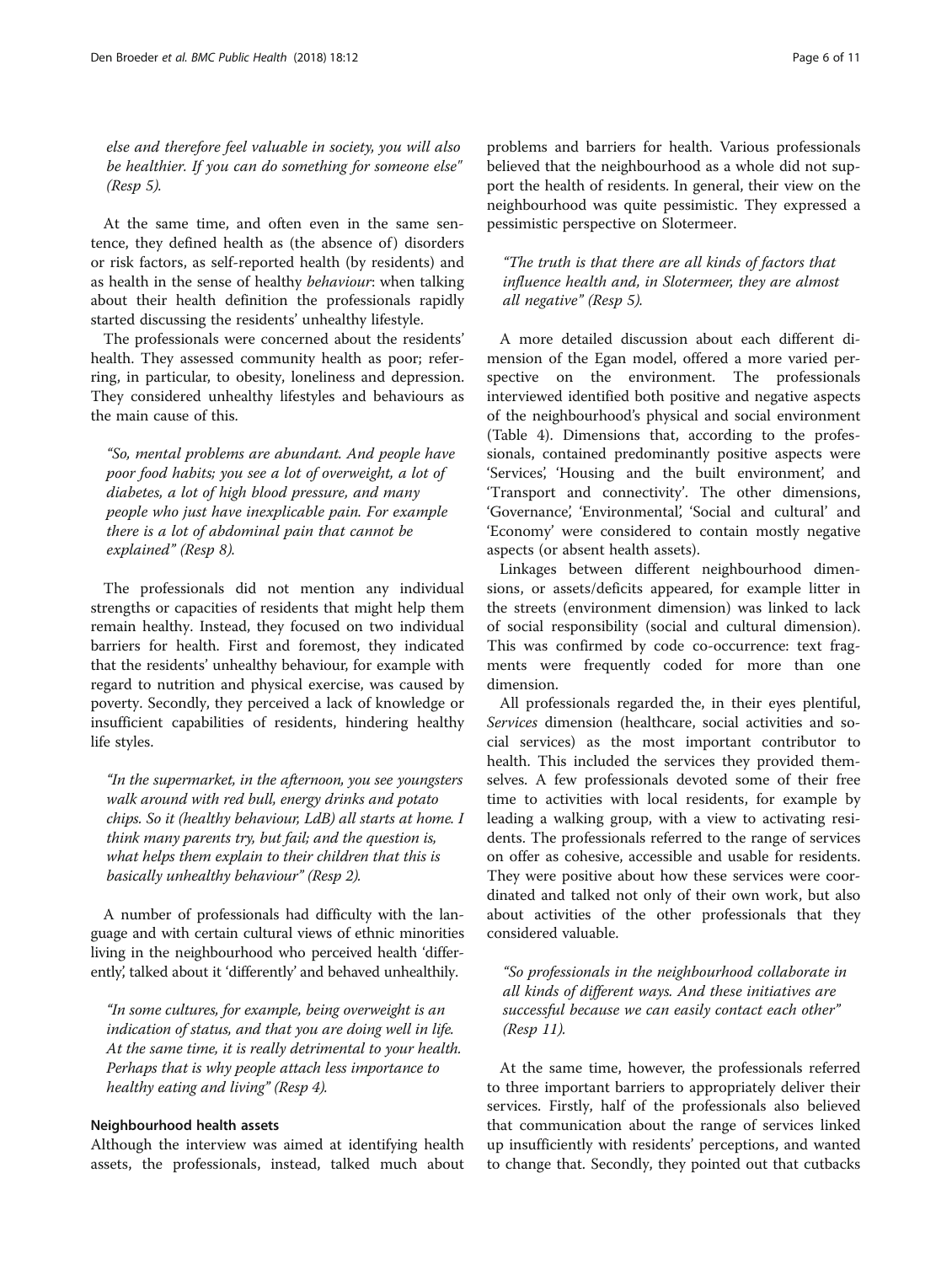*else and therefore feel valuable in society, you will also be healthier. If you can do something for someone else" (Resp 5).*

At the same time, and often even in the same sentence, they defined health as (the absence of) disorders or risk factors, as self-reported health (by residents) and as health in the sense of healthy *behaviour*: when talking about their health definition the professionals rapidly started discussing the residents' unhealthy lifestyle.

The professionals were concerned about the residents' health. They assessed community health as poor; referring, in particular, to obesity, loneliness and depression. They considered unhealthy lifestyles and behaviours as the main cause of this.

*"So, mental problems are abundant. And people have poor food habits; you see a lot of overweight, a lot of diabetes, a lot of high blood pressure, and many people who just have inexplicable pain. For example there is a lot of abdominal pain that cannot be explained" (Resp 8).*

The professionals did not mention any individual strengths or capacities of residents that might help them remain healthy. Instead, they focused on two individual barriers for health. First and foremost, they indicated that the residents' unhealthy behaviour, for example with regard to nutrition and physical exercise, was caused by poverty. Secondly, they perceived a lack of knowledge or insufficient capabilities of residents, hindering healthy life styles.

*"In the supermarket, in the afternoon, you see youngsters walk around with red bull, energy drinks and potato chips. So it (healthy behaviour, LdB) all starts at home. I think many parents try, but fail; and the question is, what helps them explain to their children that this is basically unhealthy behaviour" (Resp 2).*

A number of professionals had difficulty with the language and with certain cultural views of ethnic minorities living in the neighbourhood who perceived health 'differently', talked about it 'differently' and behaved unhealthily.

*"In some cultures, for example, being overweight is an indication of status, and that you are doing well in life. At the same time, it is really detrimental to your health. Perhaps that is why people attach less importance to healthy eating and living" (Resp 4).*

#### Neighbourhood health assets

Although the interview was aimed at identifying health assets, the professionals, instead, talked much about problems and barriers for health. Various professionals believed that the neighbourhood as a whole did not support the health of residents. In general, their view on the neighbourhood was quite pessimistic. They expressed a pessimistic perspective on Slotermeer.

*"The truth is that there are all kinds of factors that influence health and, in Slotermeer, they are almost all negative" (Resp 5).*

A more detailed discussion about each different dimension of the Egan model, offered a more varied perspective on the environment. The professionals interviewed identified both positive and negative aspects of the neighbourhood's physical and social environment (Table 4). Dimensions that, according to the professionals, contained predominantly positive aspects were 'Services', 'Housing and the built environment', and 'Transport and connectivity'. The other dimensions, 'Governance', 'Environmental', 'Social and cultural' and 'Economy' were considered to contain mostly negative aspects (or absent health assets).

Linkages between different neighbourhood dimensions, or assets/deficits appeared, for example litter in the streets (environment dimension) was linked to lack of social responsibility (social and cultural dimension). This was confirmed by code co-occurrence: text fragments were frequently coded for more than one dimension.

All professionals regarded the, in their eyes plentiful, *Services* dimension (healthcare, social activities and social services) as the most important contributor to health. This included the services they provided themselves. A few professionals devoted some of their free time to activities with local residents, for example by leading a walking group, with a view to activating residents. The professionals referred to the range of services on offer as cohesive, accessible and usable for residents. They were positive about how these services were coordinated and talked not only of their own work, but also about activities of the other professionals that they considered valuable.

*"So professionals in the neighbourhood collaborate in all kinds of different ways. And these initiatives are successful because we can easily contact each other" (Resp 11).*

At the same time, however, the professionals referred to three important barriers to appropriately deliver their services. Firstly, half of the professionals also believed that communication about the range of services linked up insufficiently with residents' perceptions, and wanted to change that. Secondly, they pointed out that cutbacks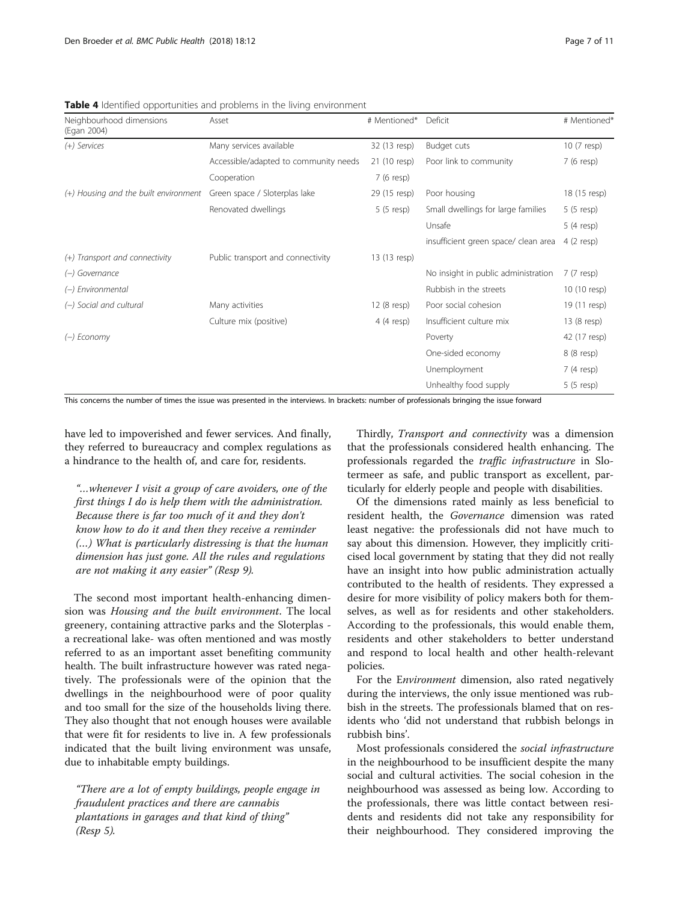**Table 4** Identified opportunities and problems in the living environment

| Neighbourhood dimensions (Egan 2004) | Asset | # Mentioned* | Deficit | # Mentioned* |
|---|---|---|---|---|
| *(+) Services* | Many services available | 32 (13 resp) | Budget cuts | 10 (7 resp) |
| | Accessible/adapted to community needs | 21 (10 resp) | Poor link to community | 7 (6 resp) |
| | Cooperation | 7 (6 resp) | | |
| *(+) Housing and the built environment* | Green space / Sloterplas lake | 29 (15 resp) | Poor housing | 18 (15 resp) |
| | Renovated dwellings | 5 (5 resp) | Small dwellings for large families | 5 (5 resp) |
| | | | Unsafe | 5 (4 resp) |
| | | | insufficient green space/ clean area | 4 (2 resp) |
| *(+) Transport and connectivity* | Public transport and connectivity | 13 (13 resp) | | |
| *(−) Governance* | | | No insight in public administration | 7 (7 resp) |
| *(−) Environmental* | | | Rubbish in the streets | 10 (10 resp) |
| *(−) Social and cultural* | Many activities | 12 (8 resp) | Poor social cohesion | 19 (11 resp) |
| | Culture mix (positive) | 4 (4 resp) | Insufficient culture mix | 13 (8 resp) |
| *(−) Economy* | | | Poverty | 42 (17 resp) |
| | | | One-sided economy | 8 (8 resp) |
| | | | Unemployment | 7 (4 resp) |
| | | | Unhealthy food supply | 5 (5 resp) |

This concerns the number of times the issue was presented in the interviews. In brackets: number of professionals bringing the issue forward

have led to impoverished and fewer services. And finally, they referred to bureaucracy and complex regulations as a hindrance to the health of, and care for, residents.

> *"…whenever I visit a group of care avoiders, one of the first things I do is help them with the administration. Because there is far too much of it and they don't know how to do it and then they receive a reminder (…) What is particularly distressing is that the human dimension has just gone. All the rules and regulations are not making it any easier" (Resp 9).*

The second most important health-enhancing dimension was *Housing and the built environment*. The local greenery, containing attractive parks and the Sloterplas - a recreational lake- was often mentioned and was mostly referred to as an important asset benefiting community health. The built infrastructure however was rated negatively. The professionals were of the opinion that the dwellings in the neighbourhood were of poor quality and too small for the size of the households living there. They also thought that not enough houses were available that were fit for residents to live in. A few professionals indicated that the built living environment was unsafe, due to inhabitable empty buildings.

> *"There are a lot of empty buildings, people engage in fraudulent practices and there are cannabis plantations in garages and that kind of thing" (Resp 5).*

Thirdly, *Transport and connectivity* was a dimension that the professionals considered health enhancing. The professionals regarded the *traffic infrastructure* in Slotermeer as safe, and public transport as excellent, particularly for elderly people and people with disabilities.

Of the dimensions rated mainly as less beneficial to resident health, the *Governance* dimension was rated least negative: the professionals did not have much to say about this dimension. However, they implicitly criticised local government by stating that they did not really have an insight into how public administration actually contributed to the health of residents. They expressed a desire for more visibility of policy makers both for themselves, as well as for residents and other stakeholders. According to the professionals, this would enable them, residents and other stakeholders to better understand and respond to local health and other health-relevant policies.

For the E*nvironment* dimension, also rated negatively during the interviews, the only issue mentioned was rubbish in the streets. The professionals blamed that on residents who 'did not understand that rubbish belongs in rubbish bins'.

Most professionals considered the *social infrastructure* in the neighbourhood to be insufficient despite the many social and cultural activities. The social cohesion in the neighbourhood was assessed as being low. According to the professionals, there was little contact between residents and residents did not take any responsibility for their neighbourhood. They considered improving the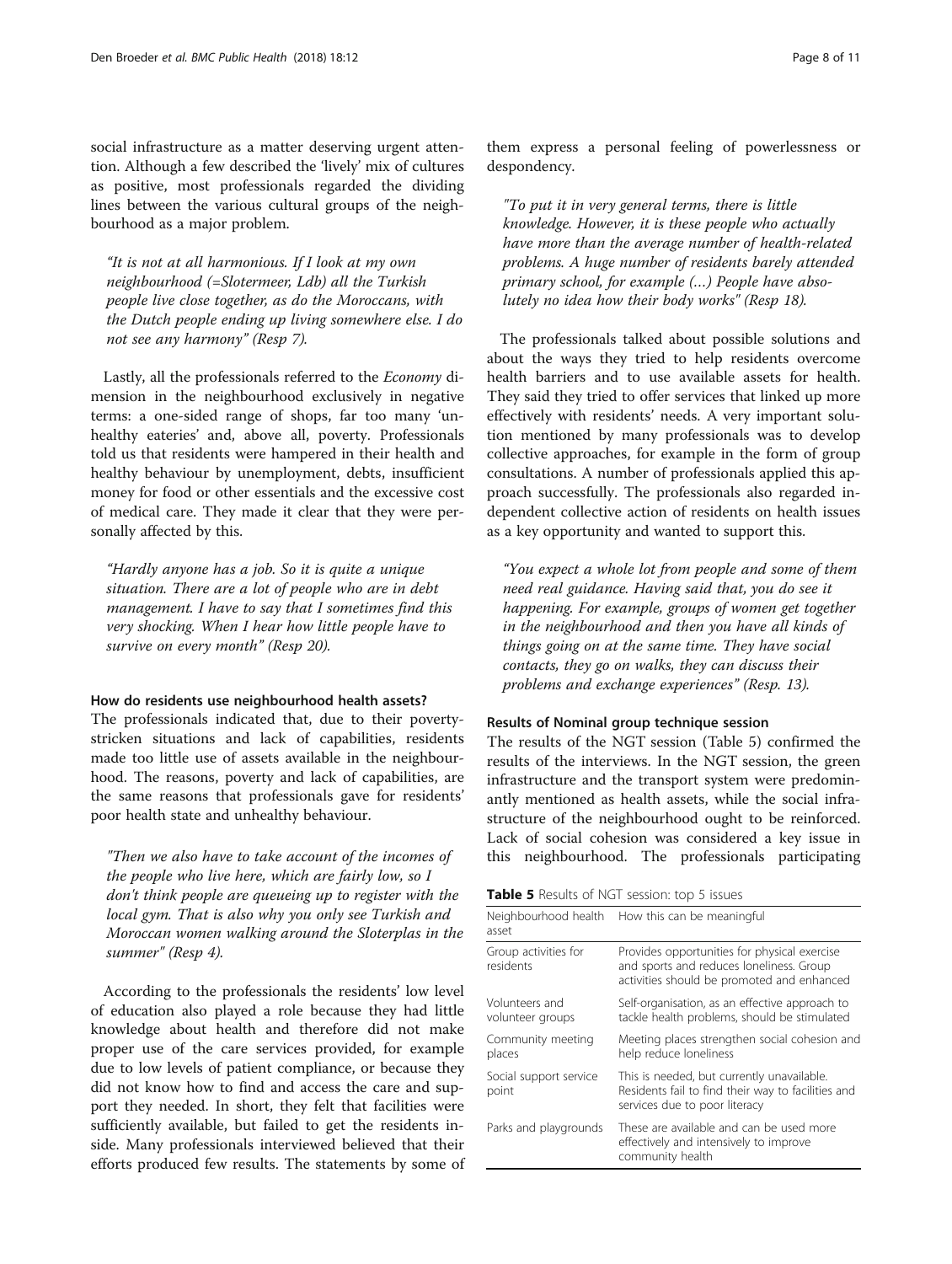social infrastructure as a matter deserving urgent attention. Although a few described the 'lively' mix of cultures as positive, most professionals regarded the dividing lines between the various cultural groups of the neighbourhood as a major problem.

> "It is not at all harmonious. If I look at my own neighbourhood (=Slotermeer, Ldb) all the Turkish people live close together, as do the Moroccans, with the Dutch people ending up living somewhere else. I do not see any harmony" (Resp 7).

Lastly, all the professionals referred to the *Economy* dimension in the neighbourhood exclusively in negative terms: a one-sided range of shops, far too many 'unhealthy eateries' and, above all, poverty. Professionals told us that residents were hampered in their health and healthy behaviour by unemployment, debts, insufficient money for food or other essentials and the excessive cost of medical care. They made it clear that they were personally affected by this.

> "Hardly anyone has a job. So it is quite a unique situation. There are a lot of people who are in debt management. I have to say that I sometimes find this very shocking. When I hear how little people have to survive on every month" (Resp 20).

#### How do residents use neighbourhood health assets?

The professionals indicated that, due to their poverty-stricken situations and lack of capabilities, residents made too little use of assets available in the neighbourhood. The reasons, poverty and lack of capabilities, are the same reasons that professionals gave for residents' poor health state and unhealthy behaviour.

> "Then we also have to take account of the incomes of the people who live here, which are fairly low, so I don't think people are queueing up to register with the local gym. That is also why you only see Turkish and Moroccan women walking around the Sloterplas in the summer" (Resp 4).

According to the professionals the residents' low level of education also played a role because they had little knowledge about health and therefore did not make proper use of the care services provided, for example due to low levels of patient compliance, or because they did not know how to find and access the care and support they needed. In short, they felt that facilities were sufficiently available, but failed to get the residents inside. Many professionals interviewed believed that their efforts produced few results. The statements by some of them express a personal feeling of powerlessness or despondency.

> "To put it in very general terms, there is little knowledge. However, it is these people who actually have more than the average number of health-related problems. A huge number of residents barely attended primary school, for example (…) People have absolutely no idea how their body works" (Resp 18).

The professionals talked about possible solutions and about the ways they tried to help residents overcome health barriers and to use available assets for health. They said they tried to offer services that linked up more effectively with residents' needs. A very important solution mentioned by many professionals was to develop collective approaches, for example in the form of group consultations. A number of professionals applied this approach successfully. The professionals also regarded independent collective action of residents on health issues as a key opportunity and wanted to support this.

> "You expect a whole lot from people and some of them need real guidance. Having said that, you do see it happening. For example, groups of women get together in the neighbourhood and then you have all kinds of things going on at the same time. They have social contacts, they go on walks, they can discuss their problems and exchange experiences" (Resp. 13).

#### Results of Nominal group technique session

The results of the NGT session (Table 5) confirmed the results of the interviews. In the NGT session, the green infrastructure and the transport system were predominantly mentioned as health assets, while the social infrastructure of the neighbourhood ought to be reinforced. Lack of social cohesion was considered a key issue in this neighbourhood. The professionals participating

**Table 5** Results of NGT session: top 5 issues

| Neighbourhood health asset | How this can be meaningful |
| --- | --- |
| Group activities for residents | Provides opportunities for physical exercise and sports and reduces loneliness. Group activities should be promoted and enhanced |
| Volunteers and volunteer groups | Self-organisation, as an effective approach to tackle health problems, should be stimulated |
| Community meeting places | Meeting places strengthen social cohesion and help reduce loneliness |
| Social support service point | This is needed, but currently unavailable. Residents fail to find their way to facilities and services due to poor literacy |
| Parks and playgrounds | These are available and can be used more effectively and intensively to improve community health |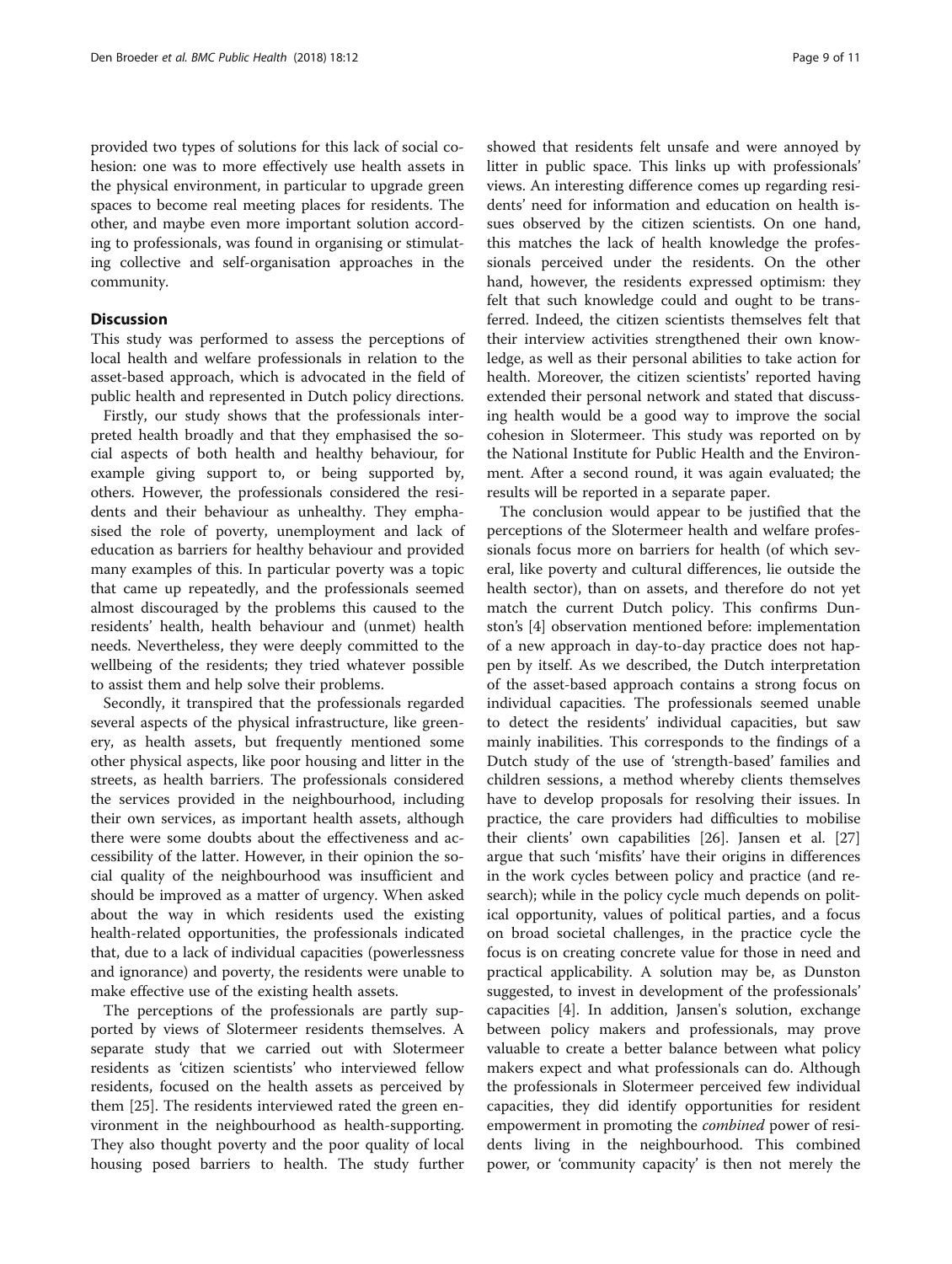provided two types of solutions for this lack of social cohesion: one was to more effectively use health assets in the physical environment, in particular to upgrade green spaces to become real meeting places for residents. The other, and maybe even more important solution according to professionals, was found in organising or stimulating collective and self-organisation approaches in the community.

## Discussion

This study was performed to assess the perceptions of local health and welfare professionals in relation to the asset-based approach, which is advocated in the field of public health and represented in Dutch policy directions.

Firstly, our study shows that the professionals interpreted health broadly and that they emphasised the social aspects of both health and healthy behaviour, for example giving support to, or being supported by, others. However, the professionals considered the residents and their behaviour as unhealthy. They emphasised the role of poverty, unemployment and lack of education as barriers for healthy behaviour and provided many examples of this. In particular poverty was a topic that came up repeatedly, and the professionals seemed almost discouraged by the problems this caused to the residents' health, health behaviour and (unmet) health needs. Nevertheless, they were deeply committed to the wellbeing of the residents; they tried whatever possible to assist them and help solve their problems.

Secondly, it transpired that the professionals regarded several aspects of the physical infrastructure, like greenery, as health assets, but frequently mentioned some other physical aspects, like poor housing and litter in the streets, as health barriers. The professionals considered the services provided in the neighbourhood, including their own services, as important health assets, although there were some doubts about the effectiveness and accessibility of the latter. However, in their opinion the social quality of the neighbourhood was insufficient and should be improved as a matter of urgency. When asked about the way in which residents used the existing health-related opportunities, the professionals indicated that, due to a lack of individual capacities (powerlessness and ignorance) and poverty, the residents were unable to make effective use of the existing health assets.

The perceptions of the professionals are partly supported by views of Slotermeer residents themselves. A separate study that we carried out with Slotermeer residents as 'citizen scientists' who interviewed fellow residents, focused on the health assets as perceived by them [25]. The residents interviewed rated the green environment in the neighbourhood as health-supporting. They also thought poverty and the poor quality of local housing posed barriers to health. The study further showed that residents felt unsafe and were annoyed by litter in public space. This links up with professionals' views. An interesting difference comes up regarding residents' need for information and education on health issues observed by the citizen scientists. On one hand, this matches the lack of health knowledge the professionals perceived under the residents. On the other hand, however, the residents expressed optimism: they felt that such knowledge could and ought to be transferred. Indeed, the citizen scientists themselves felt that their interview activities strengthened their own knowledge, as well as their personal abilities to take action for health. Moreover, the citizen scientists' reported having extended their personal network and stated that discussing health would be a good way to improve the social cohesion in Slotermeer. This study was reported on by the National Institute for Public Health and the Environment. After a second round, it was again evaluated; the results will be reported in a separate paper.

The conclusion would appear to be justified that the perceptions of the Slotermeer health and welfare professionals focus more on barriers for health (of which several, like poverty and cultural differences, lie outside the health sector), than on assets, and therefore do not yet match the current Dutch policy. This confirms Dunston's [4] observation mentioned before: implementation of a new approach in day-to-day practice does not happen by itself. As we described, the Dutch interpretation of the asset-based approach contains a strong focus on individual capacities. The professionals seemed unable to detect the residents' individual capacities, but saw mainly inabilities. This corresponds to the findings of a Dutch study of the use of 'strength-based' families and children sessions, a method whereby clients themselves have to develop proposals for resolving their issues. In practice, the care providers had difficulties to mobilise their clients' own capabilities [26]. Jansen et al. [27] argue that such 'misfits' have their origins in differences in the work cycles between policy and practice (and research); while in the policy cycle much depends on political opportunity, values of political parties, and a focus on broad societal challenges, in the practice cycle the focus is on creating concrete value for those in need and practical applicability. A solution may be, as Dunston suggested, to invest in development of the professionals' capacities [4]. In addition, Jansen's solution, exchange between policy makers and professionals, may prove valuable to create a better balance between what policy makers expect and what professionals can do. Although the professionals in Slotermeer perceived few individual capacities, they did identify opportunities for resident empowerment in promoting the *combined* power of residents living in the neighbourhood. This combined power, or 'community capacity' is then not merely the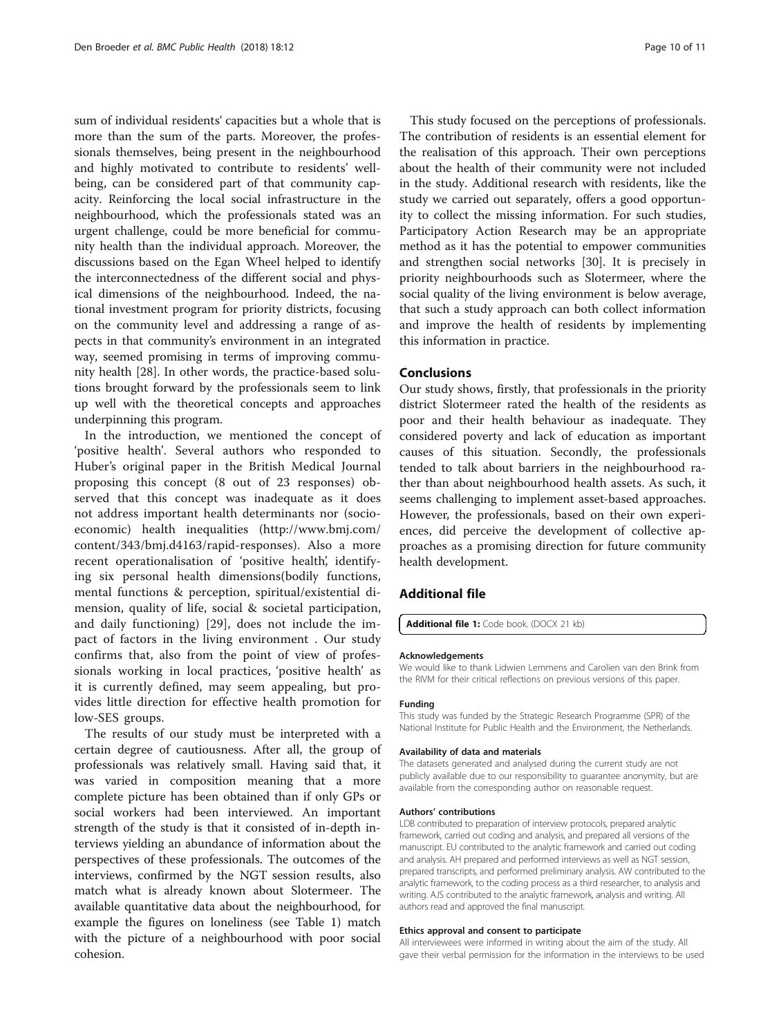sum of individual residents' capacities but a whole that is more than the sum of the parts. Moreover, the professionals themselves, being present in the neighbourhood and highly motivated to contribute to residents' wellbeing, can be considered part of that community capacity. Reinforcing the local social infrastructure in the neighbourhood, which the professionals stated was an urgent challenge, could be more beneficial for community health than the individual approach. Moreover, the discussions based on the Egan Wheel helped to identify the interconnectedness of the different social and physical dimensions of the neighbourhood. Indeed, the national investment program for priority districts, focusing on the community level and addressing a range of aspects in that community's environment in an integrated way, seemed promising in terms of improving community health [28]. In other words, the practice-based solutions brought forward by the professionals seem to link up well with the theoretical concepts and approaches underpinning this program.

In the introduction, we mentioned the concept of 'positive health'. Several authors who responded to Huber's original paper in the British Medical Journal proposing this concept (8 out of 23 responses) observed that this concept was inadequate as it does not address important health determinants nor (socioeconomic) health inequalities (http://www.bmj.com/content/343/bmj.d4163/rapid-responses). Also a more recent operationalisation of 'positive health', identifying six personal health dimensions(bodily functions, mental functions & perception, spiritual/existential dimension, quality of life, social & societal participation, and daily functioning) [29], does not include the impact of factors in the living environment . Our study confirms that, also from the point of view of professionals working in local practices, 'positive health' as it is currently defined, may seem appealing, but provides little direction for effective health promotion for low-SES groups.

The results of our study must be interpreted with a certain degree of cautiousness. After all, the group of professionals was relatively small. Having said that, it was varied in composition meaning that a more complete picture has been obtained than if only GPs or social workers had been interviewed. An important strength of the study is that it consisted of in-depth interviews yielding an abundance of information about the perspectives of these professionals. The outcomes of the interviews, confirmed by the NGT session results, also match what is already known about Slotermeer. The available quantitative data about the neighbourhood, for example the figures on loneliness (see Table 1) match with the picture of a neighbourhood with poor social cohesion.

This study focused on the perceptions of professionals. The contribution of residents is an essential element for the realisation of this approach. Their own perceptions about the health of their community were not included in the study. Additional research with residents, like the study we carried out separately, offers a good opportunity to collect the missing information. For such studies, Participatory Action Research may be an appropriate method as it has the potential to empower communities and strengthen social networks [30]. It is precisely in priority neighbourhoods such as Slotermeer, where the social quality of the living environment is below average, that such a study approach can both collect information and improve the health of residents by implementing this information in practice.

## Conclusions

Our study shows, firstly, that professionals in the priority district Slotermeer rated the health of the residents as poor and their health behaviour as inadequate. They considered poverty and lack of education as important causes of this situation. Secondly, the professionals tended to talk about barriers in the neighbourhood rather than about neighbourhood health assets. As such, it seems challenging to implement asset-based approaches. However, the professionals, based on their own experiences, did perceive the development of collective approaches as a promising direction for future community health development.

## Additional file

**Additional file 1:** Code book. (DOCX 21 kb)

#### Acknowledgements

We would like to thank Lidwien Lemmens and Carolien van den Brink from the RIVM for their critical reflections on previous versions of this paper.

#### Funding

This study was funded by the Strategic Research Programme (SPR) of the National Institute for Public Health and the Environment, the Netherlands.

#### Availability of data and materials

The datasets generated and analysed during the current study are not publicly available due to our responsibility to guarantee anonymity, but are available from the corresponding author on reasonable request.

#### Authors' contributions

LDB contributed to preparation of interview protocols, prepared analytic framework, carried out coding and analysis, and prepared all versions of the manuscript. EU contributed to the analytic framework and carried out coding and analysis. AH prepared and performed interviews as well as NGT session, prepared transcripts, and performed preliminary analysis. AW contributed to the analytic framework, to the coding process as a third researcher, to analysis and writing. AJS contributed to the analytic framework, analysis and writing. All authors read and approved the final manuscript.

#### Ethics approval and consent to participate

All interviewees were informed in writing about the aim of the study. All gave their verbal permission for the information in the interviews to be used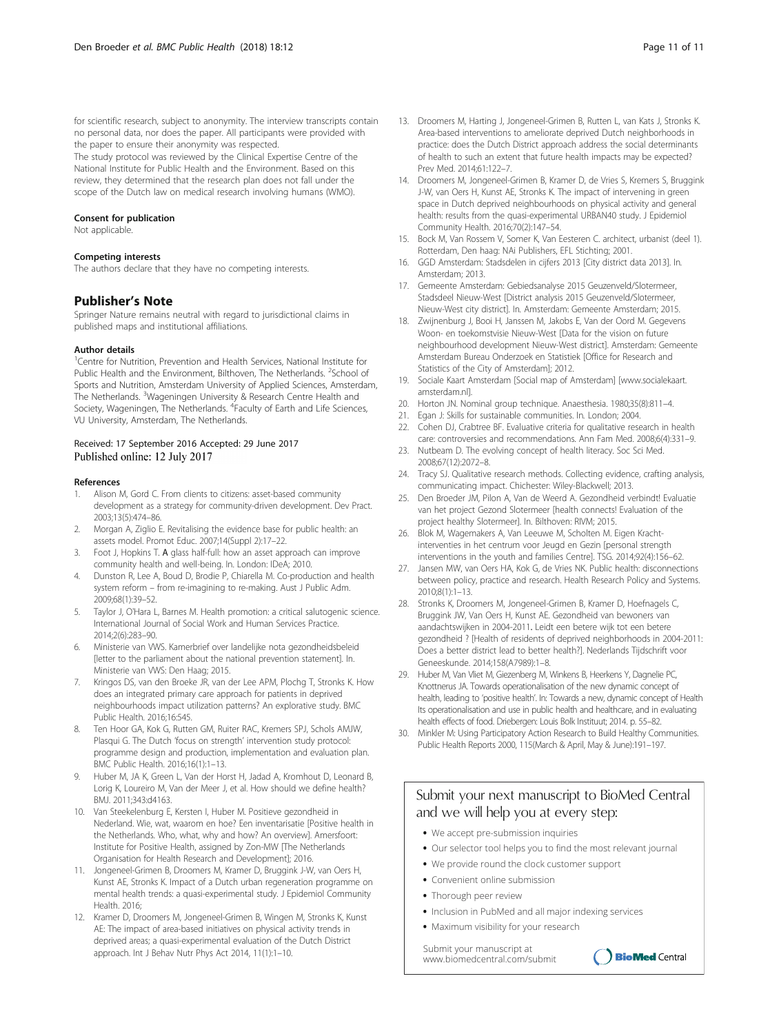for scientific research, subject to anonymity. The interview transcripts contain no personal data, nor does the paper. All participants were provided with the paper to ensure their anonymity was respected.

The study protocol was reviewed by the Clinical Expertise Centre of the National Institute for Public Health and the Environment. Based on this review, they determined that the research plan does not fall under the scope of the Dutch law on medical research involving humans (WMO).

### Consent for publication

Not applicable.

### Competing interests

The authors declare that they have no competing interests.

## Publisher's Note

Springer Nature remains neutral with regard to jurisdictional claims in published maps and institutional affiliations.

### Author details

[1]Centre for Nutrition, Prevention and Health Services, National Institute for Public Health and the Environment, Bilthoven, The Netherlands. [2]School of Sports and Nutrition, Amsterdam University of Applied Sciences, Amsterdam, The Netherlands. [3]Wageningen University & Research Centre Health and Society, Wageningen, The Netherlands. [4]Faculty of Earth and Life Sciences, VU University, Amsterdam, The Netherlands.

Received: 17 September 2016 Accepted: 29 June 2017
Published online: 12 July 2017

### References

1. Alison M, Gord C. From clients to citizens: asset-based community development as a strategy for community-driven development. Dev Pract. 2003;13(5):474–86.
2. Morgan A, Ziglio E. Revitalising the evidence base for public health: an assets model. Promot Educ. 2007;14(Suppl 2):17–22.
3. Foot J, Hopkins T. A glass half-full: how an asset approach can improve community health and well-being. In. London: IDeA; 2010.
4. Dunston R, Lee A, Boud D, Brodie P, Chiarella M. Co-production and health system reform – from re-imagining to re-making. Aust J Public Adm. 2009;68(1):39–52.
5. Taylor J, O'Hara L, Barnes M. Health promotion: a critical salutogenic science. International Journal of Social Work and Human Services Practice. 2014;2(6):283–90.
6. Ministerie van VWS. Kamerbrief over landelijke nota gezondheidsbeleid [letter to the parliament about the national prevention statement]. In. Ministerie van VWS: Den Haag; 2015.
7. Kringos DS, van den Broeke JR, van der Lee APM, Plochg T, Stronks K. How does an integrated primary care approach for patients in deprived neighbourhoods impact utilization patterns? An explorative study. BMC Public Health. 2016;16:545.
8. Ten Hoor GA, Kok G, Rutten GM, Ruiter RAC, Kremers SPJ, Schols AMJW, Plasqui G. The Dutch 'focus on strength' intervention study protocol: programme design and production, implementation and evaluation plan. BMC Public Health. 2016;16(1):1–13.
9. Huber M, JA K, Green L, Van der Horst H, Jadad A, Kromhout D, Leonard B, Lorig K, Loureiro M, Van der Meer J, et al. How should we define health? BMJ. 2011;343:d4163.
10. Van Steekelenburg E, Kersten I, Huber M. Positieve gezondheid in Nederland. Wie, wat, waarom en hoe? Een inventarisatie [Positive health in the Netherlands. Who, what, why and how? An overview]. Amersfoort: Institute for Positive Health, assigned by Zon-MW [The Netherlands Organisation for Health Research and Development]; 2016.
11. Jongeneel-Grimen B, Droomers M, Kramer D, Bruggink J-W, van Oers H, Kunst AE, Stronks K. Impact of a Dutch urban regeneration programme on mental health trends: a quasi-experimental study. J Epidemiol Community Health. 2016;
12. Kramer D, Droomers M, Jongeneel-Grimen B, Wingen M, Stronks K, Kunst AE: The impact of area-based initiatives on physical activity trends in deprived areas; a quasi-experimental evaluation of the Dutch District approach. Int J Behav Nutr Phys Act 2014, 11(1):1–10.
13. Droomers M, Harting J, Jongeneel-Grimen B, Rutten L, van Kats J, Stronks K. Area-based interventions to ameliorate deprived Dutch neighborhoods in practice: does the Dutch District approach address the social determinants of health to such an extent that future health impacts may be expected? Prev Med. 2014;61:122–7.
14. Droomers M, Jongeneel-Grimen B, Kramer D, de Vries S, Kremers S, Bruggink J-W, van Oers H, Kunst AE, Stronks K. The impact of intervening in green space in Dutch deprived neighbourhoods on physical activity and general health: results from the quasi-experimental URBAN40 study. J Epidemiol Community Health. 2016;70(2):147–54.
15. Bock M, Van Rossem V, Somer K, Van Eesteren C. architect, urbanist (deel 1). Rotterdam, Den haag: NAi Publishers, EFL Stichting; 2001.
16. GGD Amsterdam: Stadsdelen in cijfers 2013 [City district data 2013]. In. Amsterdam; 2013.
17. Gemeente Amsterdam: Gebiedsanalyse 2015 Geuzenveld/Slotermeer, Stadsdeel Nieuw-West [District analysis 2015 Geuzenveld/Slotermeer, Nieuw-West city district]. In. Amsterdam: Gemeente Amsterdam; 2015.
18. Zwijnenburg J, Booi H, Janssen M, Jakobs E, Van der Oord M. Gegevens Woon- en toekomstvisie Nieuw-West [Data for the vision on future neighbourhood development Nieuw-West district]. Amsterdam: Gemeente Amsterdam Bureau Onderzoek en Statistiek [Office for Research and Statistics of the City of Amsterdam]; 2012.
19. Sociale Kaart Amsterdam [Social map of Amsterdam] [www.socialekaart.amsterdam.nl].
20. Horton JN. Nominal group technique. Anaesthesia. 1980;35(8):811–4.
21. Egan J: Skills for sustainable communities. In. London; 2004.
22. Cohen DJ, Crabtree BF. Evaluative criteria for qualitative research in health care: controversies and recommendations. Ann Fam Med. 2008;6(4):331–9.
23. Nutbeam D. The evolving concept of health literacy. Soc Sci Med. 2008;67(12):2072–8.
24. Tracy SJ. Qualitative research methods. Collecting evidence, crafting analysis, communicating impact. Chichester: Wiley-Blackwell; 2013.
25. Den Broeder JM, Pilon A, Van de Weerd A. Gezondheid verbindt! Evaluatie van het project Gezond Slotermeer [health connects! Evaluation of the project healthy Slotermeer]. In. Bilthoven: RIVM; 2015.
26. Blok M, Wagemakers A, Van Leeuwe M, Scholten M. Eigen Kracht-interventies in het centrum voor Jeugd en Gezin [personal strength interventions in the youth and families Centre]. TSG. 2014;92(4):156–62.
27. Jansen MW, van Oers HA, Kok G, de Vries NK. Public health: disconnections between policy, practice and research. Health Research Policy and Systems. 2010;8(1):1–13.
28. Stronks K, Droomers M, Jongeneel-Grimen B, Kramer D, Hoefnagels C, Bruggink JW, Van Oers H, Kunst AE. Gezondheid van bewoners van aandachtswijken in 2004-2011. Leidt een betere wijk tot een betere gezondheid ? [Health of residents of deprived neighborhoods in 2004-2011: Does a better district lead to better health?]. Nederlands Tijdschrift voor Geneeskunde. 2014;158(A7989):1–8.
29. Huber M, Van Vliet M, Giezenberg M, Winkens B, Heerkens Y, Dagnelie PC, Knottnerus JA. Towards operationalisation of the new dynamic concept of health, leading to 'positive health'. In: Towards a new, dynamic concept of Health Its operationalisation and use in public health and healthcare, and in evaluating health effects of food. Driebergen: Louis Bolk Instituut; 2014. p. 55–82.
30. Minkler M: Using Participatory Action Research to Build Healthy Communities. Public Health Reports 2000, 115(March & April, May & June):191–197.

Submit your next manuscript to BioMed Central and we will help you at every step:

- We accept pre-submission inquiries
- Our selector tool helps you to find the most relevant journal
- We provide round the clock customer support
- Convenient online submission
- Thorough peer review
- Inclusion in PubMed and all major indexing services
- Maximum visibility for your research

Submit your manuscript at
www.biomedcentral.com/submit

BioMed Central